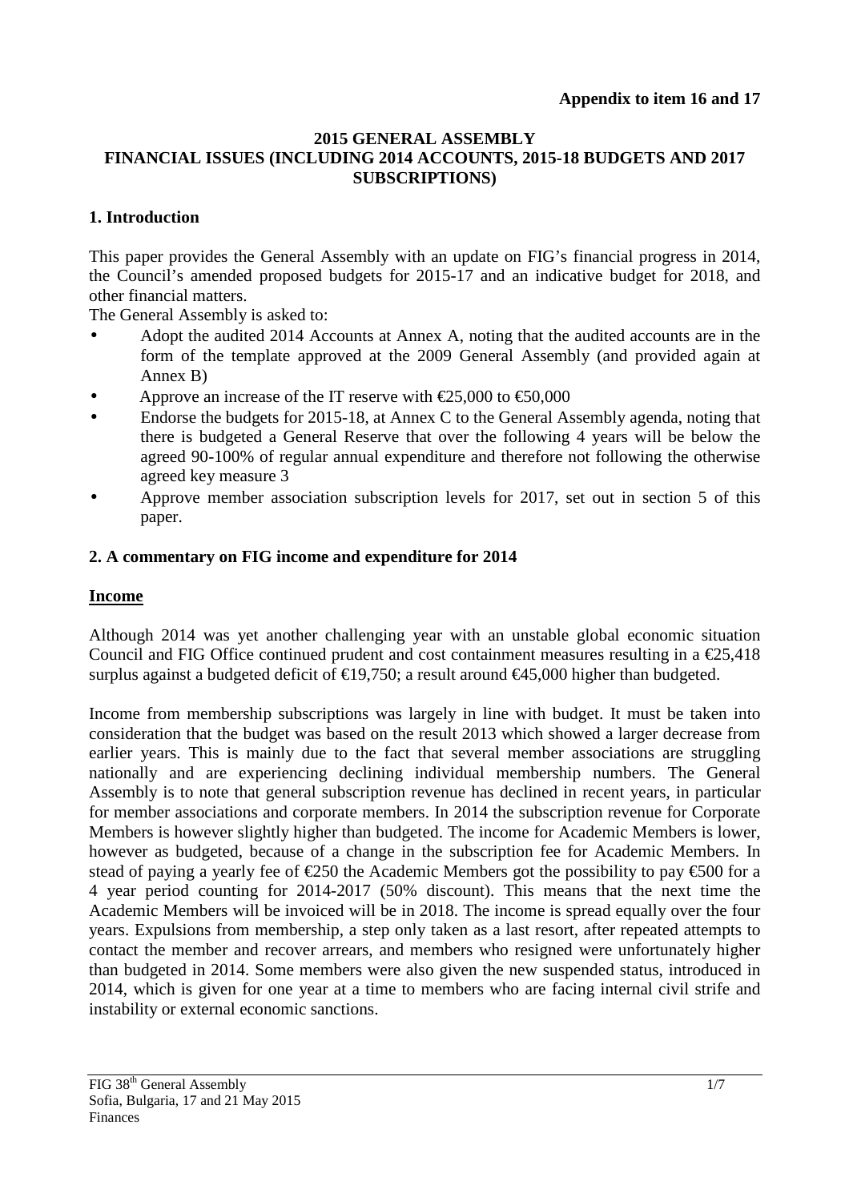**Appendix to item 16 and 17**

# 2015 GENERAL ASSEMBLY
# FINANCIAL ISSUES (INCLUDING 2014 ACCOUNTS, 2015-18 BUDGETS AND 2017 SUBSCRIPTIONS)

## 1. Introduction

This paper provides the General Assembly with an update on FIG's financial progress in 2014, the Council's amended proposed budgets for 2015-17 and an indicative budget for 2018, and other financial matters.

The General Assembly is asked to:

- Adopt the audited 2014 Accounts at Annex A, noting that the audited accounts are in the form of the template approved at the 2009 General Assembly (and provided again at Annex B)
- Approve an increase of the IT reserve with €25,000 to €50,000
- Endorse the budgets for 2015-18, at Annex C to the General Assembly agenda, noting that there is budgeted a General Reserve that over the following 4 years will be below the agreed 90-100% of regular annual expenditure and therefore not following the otherwise agreed key measure 3
- Approve member association subscription levels for 2017, set out in section 5 of this paper.

## 2. A commentary on FIG income and expenditure for 2014

### Income

Although 2014 was yet another challenging year with an unstable global economic situation Council and FIG Office continued prudent and cost containment measures resulting in a €25,418 surplus against a budgeted deficit of €19,750; a result around €45,000 higher than budgeted.

Income from membership subscriptions was largely in line with budget. It must be taken into consideration that the budget was based on the result 2013 which showed a larger decrease from earlier years. This is mainly due to the fact that several member associations are struggling nationally and are experiencing declining individual membership numbers. The General Assembly is to note that general subscription revenue has declined in recent years, in particular for member associations and corporate members. In 2014 the subscription revenue for Corporate Members is however slightly higher than budgeted. The income for Academic Members is lower, however as budgeted, because of a change in the subscription fee for Academic Members. In stead of paying a yearly fee of €250 the Academic Members got the possibility to pay €500 for a 4 year period counting for 2014-2017 (50% discount). This means that the next time the Academic Members will be invoiced will be in 2018. The income is spread equally over the four years. Expulsions from membership, a step only taken as a last resort, after repeated attempts to contact the member and recover arrears, and members who resigned were unfortunately higher than budgeted in 2014. Some members were also given the new suspended status, introduced in 2014, which is given for one year at a time to members who are facing internal civil strife and instability or external economic sanctions.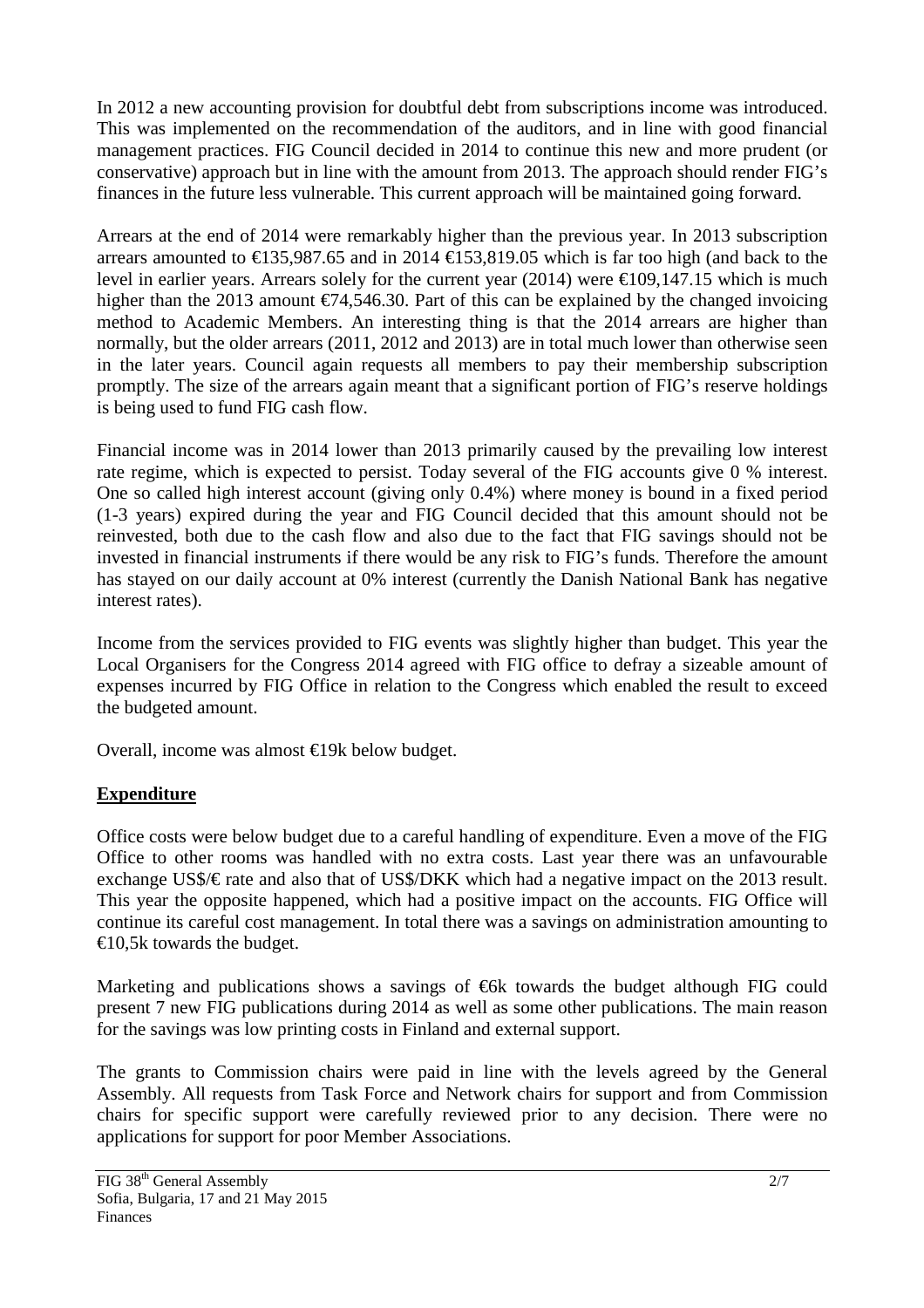In 2012 a new accounting provision for doubtful debt from subscriptions income was introduced. This was implemented on the recommendation of the auditors, and in line with good financial management practices. FIG Council decided in 2014 to continue this new and more prudent (or conservative) approach but in line with the amount from 2013. The approach should render FIG's finances in the future less vulnerable. This current approach will be maintained going forward.

Arrears at the end of 2014 were remarkably higher than the previous year. In 2013 subscription arrears amounted to €135,987.65 and in 2014 €153,819.05 which is far too high (and back to the level in earlier years. Arrears solely for the current year (2014) were €109,147.15 which is much higher than the 2013 amount €74,546.30. Part of this can be explained by the changed invoicing method to Academic Members. An interesting thing is that the 2014 arrears are higher than normally, but the older arrears (2011, 2012 and 2013) are in total much lower than otherwise seen in the later years. Council again requests all members to pay their membership subscription promptly. The size of the arrears again meant that a significant portion of FIG's reserve holdings is being used to fund FIG cash flow.

Financial income was in 2014 lower than 2013 primarily caused by the prevailing low interest rate regime, which is expected to persist. Today several of the FIG accounts give 0 % interest. One so called high interest account (giving only 0.4%) where money is bound in a fixed period (1-3 years) expired during the year and FIG Council decided that this amount should not be reinvested, both due to the cash flow and also due to the fact that FIG savings should not be invested in financial instruments if there would be any risk to FIG's funds. Therefore the amount has stayed on our daily account at 0% interest (currently the Danish National Bank has negative interest rates).

Income from the services provided to FIG events was slightly higher than budget. This year the Local Organisers for the Congress 2014 agreed with FIG office to defray a sizeable amount of expenses incurred by FIG Office in relation to the Congress which enabled the result to exceed the budgeted amount.

Overall, income was almost €19k below budget.

## Expenditure

Office costs were below budget due to a careful handling of expenditure. Even a move of the FIG Office to other rooms was handled with no extra costs. Last year there was an unfavourable exchange US$/€ rate and also that of US$/DKK which had a negative impact on the 2013 result. This year the opposite happened, which had a positive impact on the accounts. FIG Office will continue its careful cost management. In total there was a savings on administration amounting to €10,5k towards the budget.

Marketing and publications shows a savings of €6k towards the budget although FIG could present 7 new FIG publications during 2014 as well as some other publications. The main reason for the savings was low printing costs in Finland and external support.

The grants to Commission chairs were paid in line with the levels agreed by the General Assembly. All requests from Task Force and Network chairs for support and from Commission chairs for specific support were carefully reviewed prior to any decision. There were no applications for support for poor Member Associations.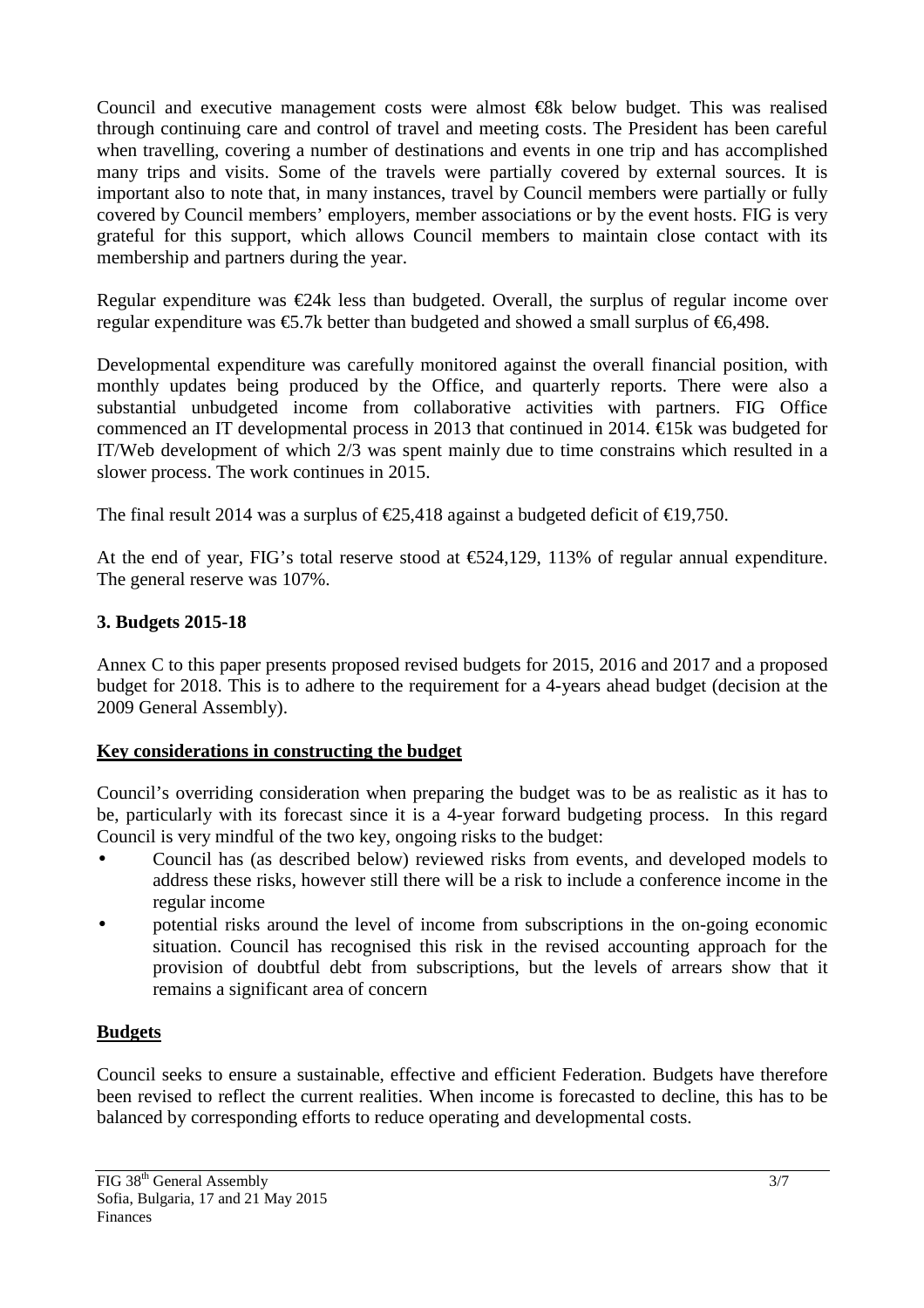Council and executive management costs were almost €8k below budget. This was realised through continuing care and control of travel and meeting costs. The President has been careful when travelling, covering a number of destinations and events in one trip and has accomplished many trips and visits. Some of the travels were partially covered by external sources. It is important also to note that, in many instances, travel by Council members were partially or fully covered by Council members' employers, member associations or by the event hosts. FIG is very grateful for this support, which allows Council members to maintain close contact with its membership and partners during the year.

Regular expenditure was €24k less than budgeted. Overall, the surplus of regular income over regular expenditure was €5.7k better than budgeted and showed a small surplus of €6,498.

Developmental expenditure was carefully monitored against the overall financial position, with monthly updates being produced by the Office, and quarterly reports. There were also a substantial unbudgeted income from collaborative activities with partners. FIG Office commenced an IT developmental process in 2013 that continued in 2014. €15k was budgeted for IT/Web development of which 2/3 was spent mainly due to time constrains which resulted in a slower process. The work continues in 2015.

The final result 2014 was a surplus of €25,418 against a budgeted deficit of €19,750.

At the end of year, FIG's total reserve stood at €524,129, 113% of regular annual expenditure. The general reserve was 107%.

## 3. Budgets 2015-18

Annex C to this paper presents proposed revised budgets for 2015, 2016 and 2017 and a proposed budget for 2018. This is to adhere to the requirement for a 4-years ahead budget (decision at the 2009 General Assembly).

### Key considerations in constructing the budget

Council's overriding consideration when preparing the budget was to be as realistic as it has to be, particularly with its forecast since it is a 4-year forward budgeting process. In this regard Council is very mindful of the two key, ongoing risks to the budget:

- Council has (as described below) reviewed risks from events, and developed models to address these risks, however still there will be a risk to include a conference income in the regular income
- potential risks around the level of income from subscriptions in the on-going economic situation. Council has recognised this risk in the revised accounting approach for the provision of doubtful debt from subscriptions, but the levels of arrears show that it remains a significant area of concern

### Budgets

Council seeks to ensure a sustainable, effective and efficient Federation. Budgets have therefore been revised to reflect the current realities. When income is forecasted to decline, this has to be balanced by corresponding efforts to reduce operating and developmental costs.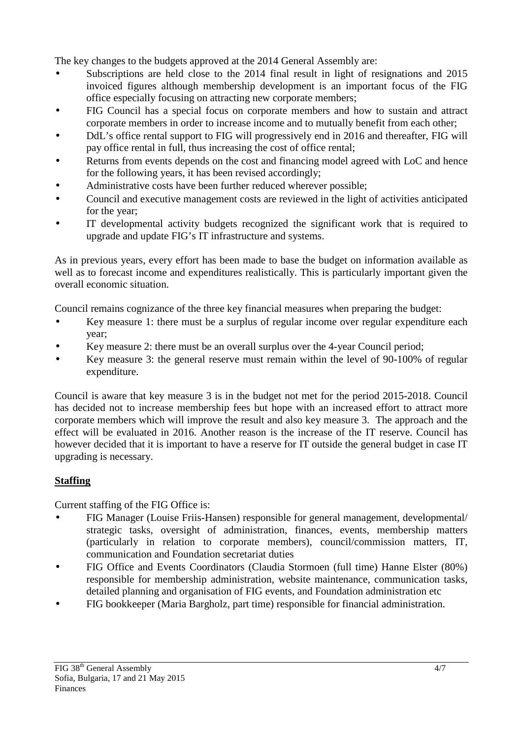The key changes to the budgets approved at the 2014 General Assembly are:

- Subscriptions are held close to the 2014 final result in light of resignations and 2015 invoiced figures although membership development is an important focus of the FIG office especially focusing on attracting new corporate members;
- FIG Council has a special focus on corporate members and how to sustain and attract corporate members in order to increase income and to mutually benefit from each other;
- DdL's office rental support to FIG will progressively end in 2016 and thereafter, FIG will pay office rental in full, thus increasing the cost of office rental;
- Returns from events depends on the cost and financing model agreed with LoC and hence for the following years, it has been revised accordingly;
- Administrative costs have been further reduced wherever possible;
- Council and executive management costs are reviewed in the light of activities anticipated for the year;
- IT developmental activity budgets recognized the significant work that is required to upgrade and update FIG's IT infrastructure and systems.

As in previous years, every effort has been made to base the budget on information available as well as to forecast income and expenditures realistically. This is particularly important given the overall economic situation.

Council remains cognizance of the three key financial measures when preparing the budget:

- Key measure 1: there must be a surplus of regular income over regular expenditure each year;
- Key measure 2: there must be an overall surplus over the 4-year Council period;
- Key measure 3: the general reserve must remain within the level of 90-100% of regular expenditure.

Council is aware that key measure 3 is in the budget not met for the period 2015-2018. Council has decided not to increase membership fees but hope with an increased effort to attract more corporate members which will improve the result and also key measure 3. The approach and the effect will be evaluated in 2016. Another reason is the increase of the IT reserve. Council has however decided that it is important to have a reserve for IT outside the general budget in case IT upgrading is necessary.

**Staffing**

Current staffing of the FIG Office is:

- FIG Manager (Louise Friis-Hansen) responsible for general management, developmental/ strategic tasks, oversight of administration, finances, events, membership matters (particularly in relation to corporate members), council/commission matters, IT, communication and Foundation secretariat duties
- FIG Office and Events Coordinators (Claudia Stormoen (full time) Hanne Elster (80%) responsible for membership administration, website maintenance, communication tasks, detailed planning and organisation of FIG events, and Foundation administration etc
- FIG bookkeeper (Maria Bargholz, part time) responsible for financial administration.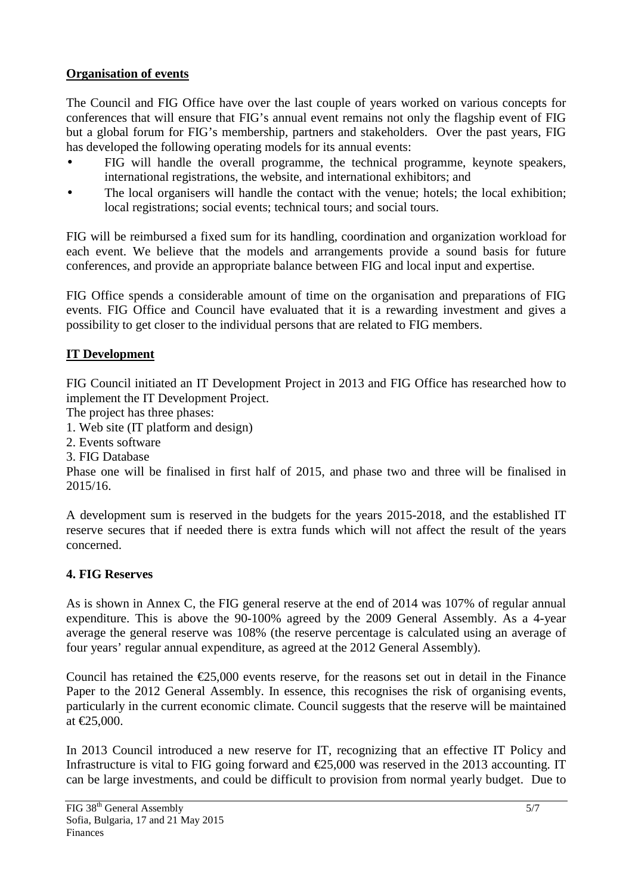**Organisation of events**

The Council and FIG Office have over the last couple of years worked on various concepts for conferences that will ensure that FIG's annual event remains not only the flagship event of FIG but a global forum for FIG's membership, partners and stakeholders. Over the past years, FIG has developed the following operating models for its annual events:

- FIG will handle the overall programme, the technical programme, keynote speakers, international registrations, the website, and international exhibitors; and
- The local organisers will handle the contact with the venue; hotels; the local exhibition; local registrations; social events; technical tours; and social tours.

FIG will be reimbursed a fixed sum for its handling, coordination and organization workload for each event. We believe that the models and arrangements provide a sound basis for future conferences, and provide an appropriate balance between FIG and local input and expertise.

FIG Office spends a considerable amount of time on the organisation and preparations of FIG events. FIG Office and Council have evaluated that it is a rewarding investment and gives a possibility to get closer to the individual persons that are related to FIG members.

**IT Development**

FIG Council initiated an IT Development Project in 2013 and FIG Office has researched how to implement the IT Development Project.
The project has three phases:

1. Web site (IT platform and design)
2. Events software
3. FIG Database

Phase one will be finalised in first half of 2015, and phase two and three will be finalised in 2015/16.

A development sum is reserved in the budgets for the years 2015-2018, and the established IT reserve secures that if needed there is extra funds which will not affect the result of the years concerned.

## 4. FIG Reserves

As is shown in Annex C, the FIG general reserve at the end of 2014 was 107% of regular annual expenditure. This is above the 90-100% agreed by the 2009 General Assembly. As a 4-year average the general reserve was 108% (the reserve percentage is calculated using an average of four years' regular annual expenditure, as agreed at the 2012 General Assembly).

Council has retained the €25,000 events reserve, for the reasons set out in detail in the Finance Paper to the 2012 General Assembly. In essence, this recognises the risk of organising events, particularly in the current economic climate. Council suggests that the reserve will be maintained at €25,000.

In 2013 Council introduced a new reserve for IT, recognizing that an effective IT Policy and Infrastructure is vital to FIG going forward and €25,000 was reserved in the 2013 accounting. IT can be large investments, and could be difficult to provision from normal yearly budget. Due to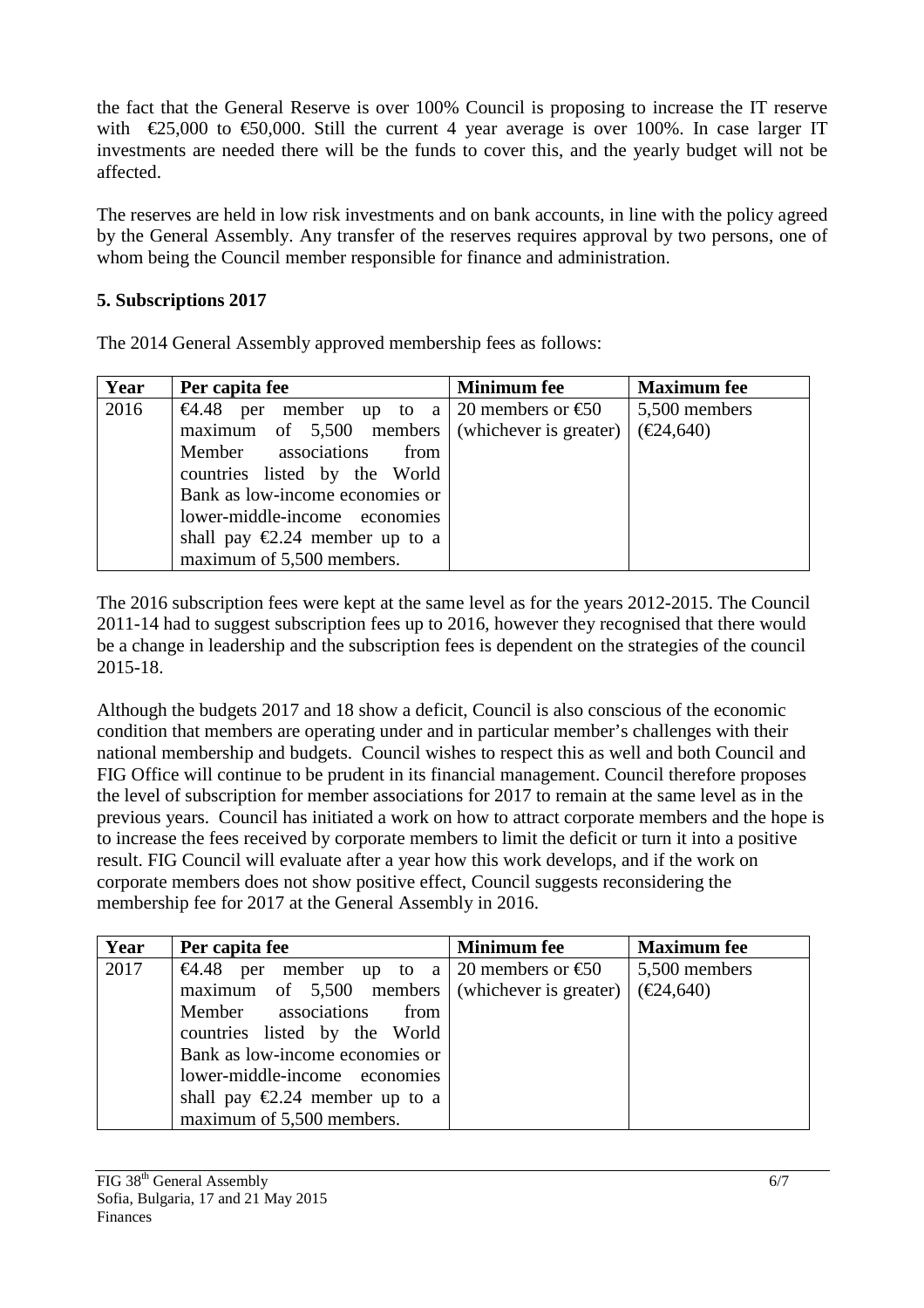the fact that the General Reserve is over 100% Council is proposing to increase the IT reserve with €25,000 to €50,000. Still the current 4 year average is over 100%. In case larger IT investments are needed there will be the funds to cover this, and the yearly budget will not be affected.

The reserves are held in low risk investments and on bank accounts, in line with the policy agreed by the General Assembly. Any transfer of the reserves requires approval by two persons, one of whom being the Council member responsible for finance and administration.

**5. Subscriptions 2017**

The 2014 General Assembly approved membership fees as follows:

| Year | Per capita fee | Minimum fee | Maximum fee |
|---|---|---|---|
| 2016 | €4.48 per member up to a maximum of 5,500 members Member associations from countries listed by the World Bank as low-income economies or lower-middle-income economies shall pay €2.24 member up to a maximum of 5,500 members. | 20 members or €50 (whichever is greater) | 5,500 members (€24,640) |

The 2016 subscription fees were kept at the same level as for the years 2012-2015. The Council 2011-14 had to suggest subscription fees up to 2016, however they recognised that there would be a change in leadership and the subscription fees is dependent on the strategies of the council 2015-18.

Although the budgets 2017 and 18 show a deficit, Council is also conscious of the economic condition that members are operating under and in particular member's challenges with their national membership and budgets. Council wishes to respect this as well and both Council and FIG Office will continue to be prudent in its financial management. Council therefore proposes the level of subscription for member associations for 2017 to remain at the same level as in the previous years. Council has initiated a work on how to attract corporate members and the hope is to increase the fees received by corporate members to limit the deficit or turn it into a positive result. FIG Council will evaluate after a year how this work develops, and if the work on corporate members does not show positive effect, Council suggests reconsidering the membership fee for 2017 at the General Assembly in 2016.

| Year | Per capita fee | Minimum fee | Maximum fee |
|---|---|---|---|
| 2017 | €4.48 per member up to a maximum of 5,500 members Member associations from countries listed by the World Bank as low-income economies or lower-middle-income economies shall pay €2.24 member up to a maximum of 5,500 members. | 20 members or €50 (whichever is greater) | 5,500 members (€24,640) |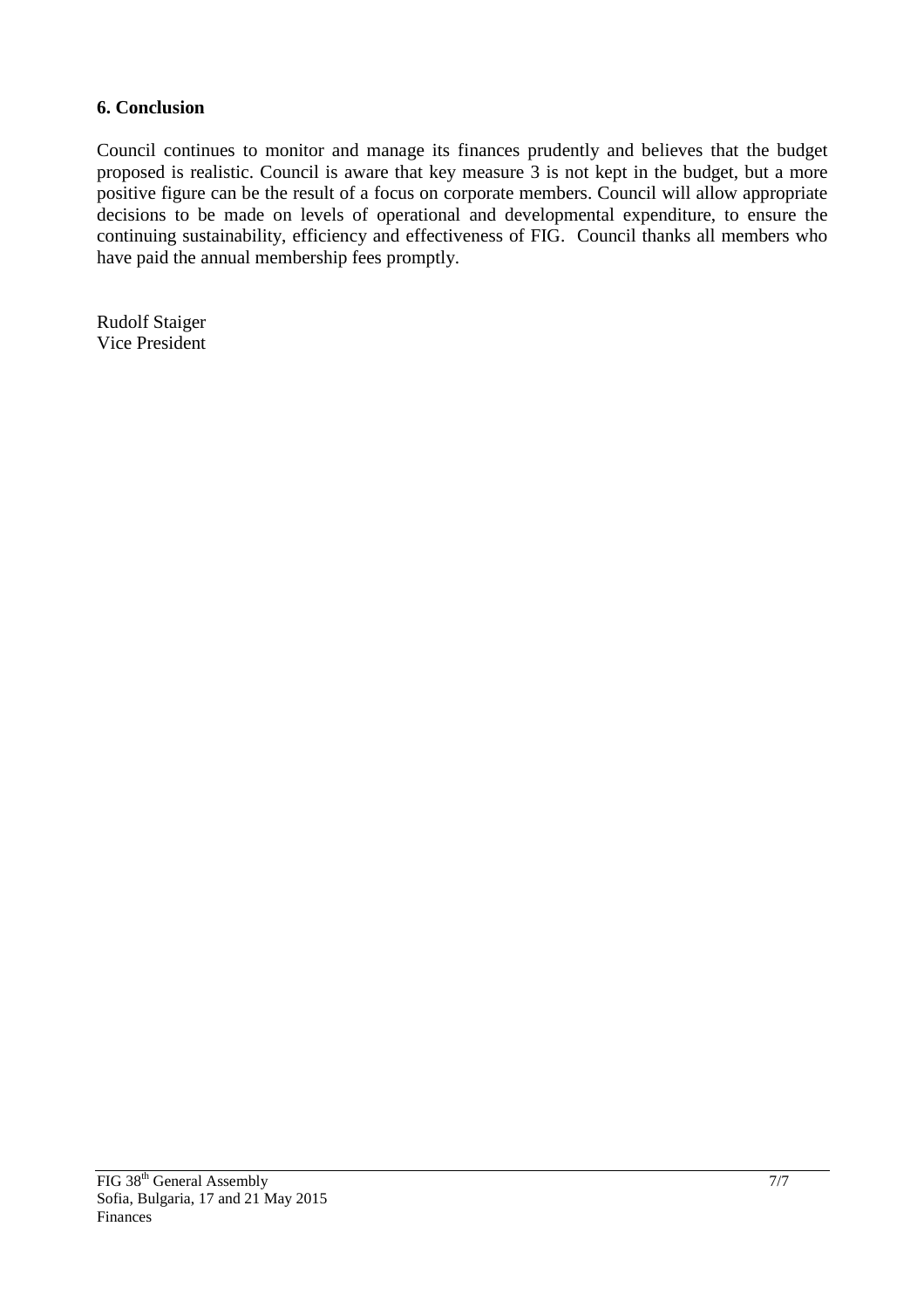## 6. Conclusion

Council continues to monitor and manage its finances prudently and believes that the budget proposed is realistic. Council is aware that key measure 3 is not kept in the budget, but a more positive figure can be the result of a focus on corporate members. Council will allow appropriate decisions to be made on levels of operational and developmental expenditure, to ensure the continuing sustainability, efficiency and effectiveness of FIG. Council thanks all members who have paid the annual membership fees promptly.

Rudolf Staiger
Vice President